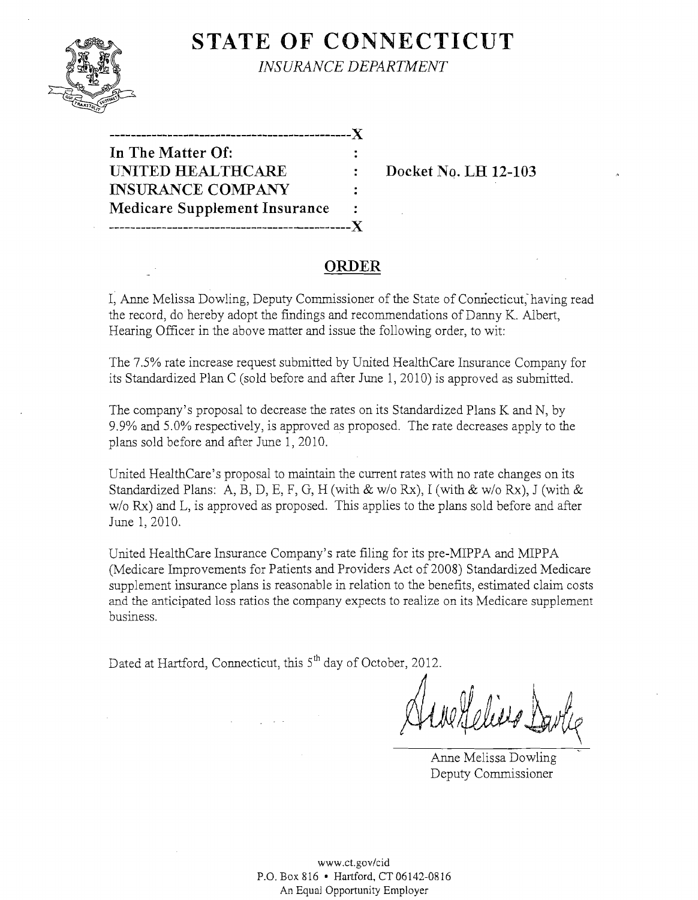# STATE OF CONNECTICUT

*INSURANCE DEPARTMENT*

---------------------------------------------X

**In The Matter Of:** :

**UNITED HEALTHCARE** : **Docket No. LH 12-103**

**INSURANCE COMPANY** :

**Medicare Supplement Insurance** :

---------------------------------------------X

## ORDER

I, Anne Melissa Dowling, Deputy Commissioner of the State of Connecticut, having read the record, do hereby adopt the findings and recommendations of Danny K. Albert, Hearing Officer in the above matter and issue the following order, to wit:

The 7.5% rate increase request submitted by United HealthCare Insurance Company for its Standardized Plan C (sold before and after June 1, 2010) is approved as submitted.

The company's proposal to decrease the rates on its Standardized Plans K and N, by 9.9% and 5.0% respectively, is approved as proposed. The rate decreases apply to the plans sold before and after June 1, 2010.

United HealthCare's proposal to maintain the current rates with no rate changes on its Standardized Plans: A, B, D, E, F, G, H (with & w/o Rx), I (with & w/o Rx), J (with & w/o Rx) and L, is approved as proposed. This applies to the plans sold before and after June 1, 2010.

United HealthCare Insurance Company's rate filing for its pre-MIPPA and MIPPA (Medicare Improvements for Patients and Providers Act of 2008) Standardized Medicare supplement insurance plans is reasonable in relation to the benefits, estimated claim costs and the anticipated loss ratios the company expects to realize on its Medicare supplement business.

Dated at Hartford, Connecticut, this 5th day of October, 2012.

Anne Melissa Dowling
Deputy Commissioner

www.ct.gov/cid
P.O. Box 816 • Hartford, CT 06142-0816
An Equal Opportunity Employer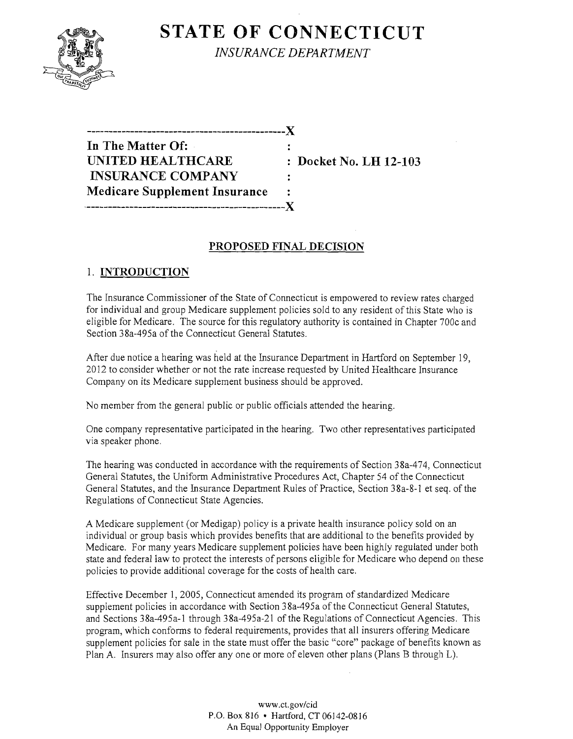# STATE OF CONNECTICUT

*INSURANCE DEPARTMENT*

| | |
|---|---|
| **In The Matter Of:** | : |
| **UNITED HEALTHCARE INSURANCE COMPANY** | : **Docket No. LH 12-103** |
| **Medicare Supplement Insurance** | : |

## PROPOSED FINAL DECISION

### 1. INTRODUCTION

The Insurance Commissioner of the State of Connecticut is empowered to review rates charged for individual and group Medicare supplement policies sold to any resident of this State who is eligible for Medicare. The source for this regulatory authority is contained in Chapter 700c and Section 38a-495a of the Connecticut General Statutes.

After due notice a hearing was held at the Insurance Department in Hartford on September 19, 2012 to consider whether or not the rate increase requested by United Healthcare Insurance Company on its Medicare supplement business should be approved.

No member from the general public or public officials attended the hearing.

One company representative participated in the hearing. Two other representatives participated via speaker phone.

The hearing was conducted in accordance with the requirements of Section 38a-474, Connecticut General Statutes, the Uniform Administrative Procedures Act, Chapter 54 of the Connecticut General Statutes, and the Insurance Department Rules of Practice, Section 38a-8-1 et seq. of the Regulations of Connecticut State Agencies.

A Medicare supplement (or Medigap) policy is a private health insurance policy sold on an individual or group basis which provides benefits that are additional to the benefits provided by Medicare. For many years Medicare supplement policies have been highly regulated under both state and federal law to protect the interests of persons eligible for Medicare who depend on these policies to provide additional coverage for the costs of health care.

Effective December 1, 2005, Connecticut amended its program of standardized Medicare supplement policies in accordance with Section 38a-495a of the Connecticut General Statutes, and Sections 38a-495a-1 through 38a-495a-21 of the Regulations of Connecticut Agencies. This program, which conforms to federal requirements, provides that all insurers offering Medicare supplement policies for sale in the state must offer the basic "core" package of benefits known as Plan A. Insurers may also offer any one or more of eleven other plans (Plans B through L).

www.ct.gov/cid
P.O. Box 816 • Hartford, CT 06142-0816
An Equal Opportunity Employer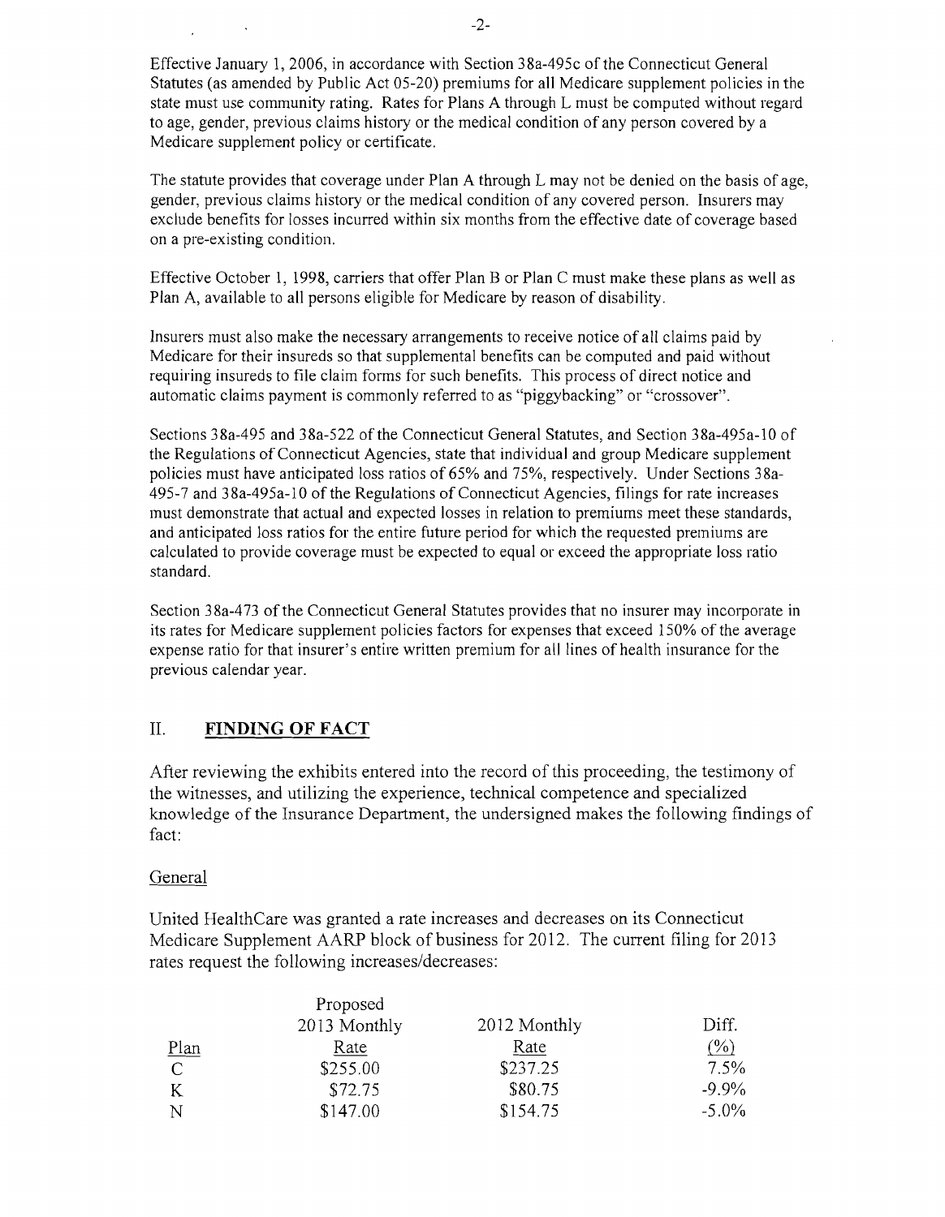Effective January 1, 2006, in accordance with Section 38a-495c of the Connecticut General Statutes (as amended by Public Act 05-20) premiums for all Medicare supplement policies in the state must use community rating. Rates for Plans A through L must be computed without regard to age, gender, previous claims history or the medical condition of any person covered by a Medicare supplement policy or certificate.

The statute provides that coverage under Plan A through L may not be denied on the basis of age, gender, previous claims history or the medical condition of any covered person. Insurers may exclude benefits for losses incurred within six months from the effective date of coverage based on a pre-existing condition.

Effective October 1, 1998, carriers that offer Plan B or Plan C must make these plans as well as Plan A, available to all persons eligible for Medicare by reason of disability.

Insurers must also make the necessary arrangements to receive notice of all claims paid by Medicare for their insureds so that supplemental benefits can be computed and paid without requiring insureds to file claim forms for such benefits. This process of direct notice and automatic claims payment is commonly referred to as "piggybacking" or "crossover".

Sections 38a-495 and 38a-522 of the Connecticut General Statutes, and Section 38a-495a-10 of the Regulations of Connecticut Agencies, state that individual and group Medicare supplement policies must have anticipated loss ratios of 65% and 75%, respectively. Under Sections 38a-495-7 and 38a-495a-10 of the Regulations of Connecticut Agencies, filings for rate increases must demonstrate that actual and expected losses in relation to premiums meet these standards, and anticipated loss ratios for the entire future period for which the requested premiums are calculated to provide coverage must be expected to equal or exceed the appropriate loss ratio standard.

Section 38a-473 of the Connecticut General Statutes provides that no insurer may incorporate in its rates for Medicare supplement policies factors for expenses that exceed 150% of the average expense ratio for that insurer's entire written premium for all lines of health insurance for the previous calendar year.

## II. FINDING OF FACT

After reviewing the exhibits entered into the record of this proceeding, the testimony of the witnesses, and utilizing the experience, technical competence and specialized knowledge of the Insurance Department, the undersigned makes the following findings of fact:

### General

United HealthCare was granted a rate increases and decreases on its Connecticut Medicare Supplement AARP block of business for 2012. The current filing for 2013 rates request the following increases/decreases:

| Plan | Proposed 2013 Monthly Rate | 2012 Monthly Rate | Diff. (%) |
|---|---|---|---|
| C | $255.00 | $237.25 | 7.5% |
| K | $72.75 | $80.75 | -9.9% |
| N | $147.00 | $154.75 | -5.0% |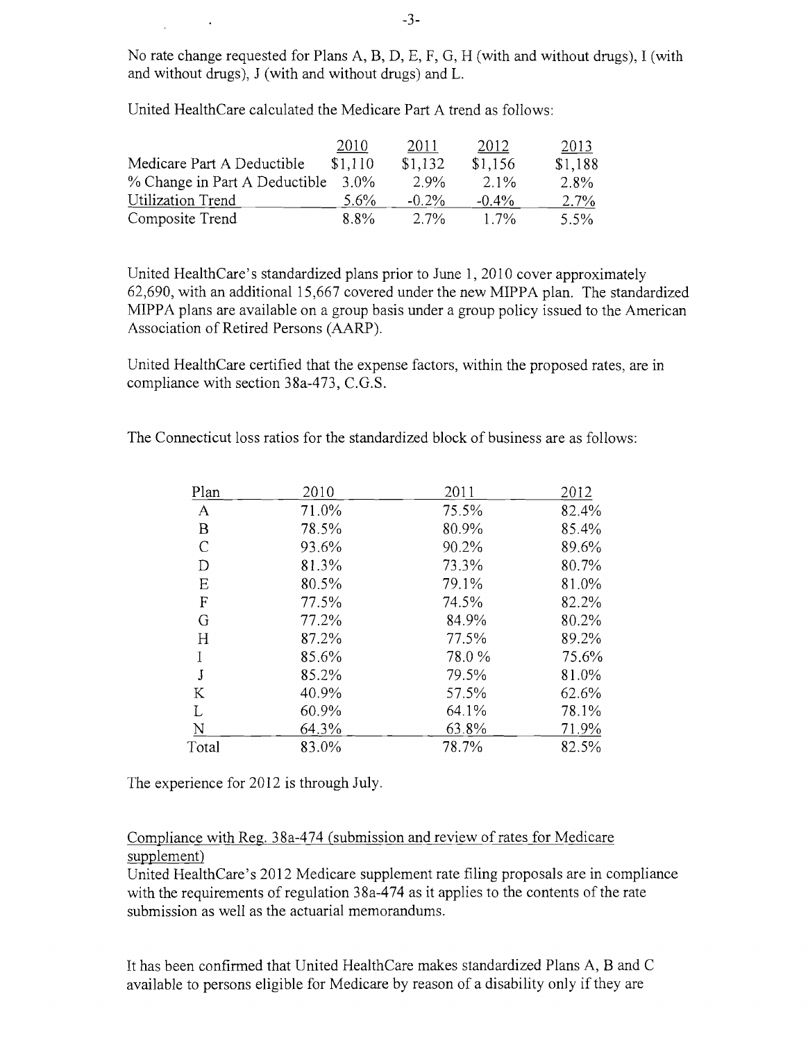No rate change requested for Plans A, B, D, E, F, G, H (with and without drugs), I (with and without drugs), J (with and without drugs) and L.

United HealthCare calculated the Medicare Part A trend as follows:

| | 2010 | 2011 | 2012 | 2013 |
|---|---|---|---|---|
| Medicare Part A Deductible | $1,110 | $1,132 | $1,156 | $1,188 |
| % Change in Part A Deductible | 3.0% | 2.9% | 2.1% | 2.8% |
| Utilization Trend | 5.6% | -0.2% | -0.4% | 2.7% |
| Composite Trend | 8.8% | 2.7% | 1.7% | 5.5% |

United HealthCare's standardized plans prior to June 1, 2010 cover approximately 62,690, with an additional 15,667 covered under the new MIPPA plan. The standardized MIPPA plans are available on a group basis under a group policy issued to the American Association of Retired Persons (AARP).

United HealthCare certified that the expense factors, within the proposed rates, are in compliance with section 38a-473, C.G.S.

The Connecticut loss ratios for the standardized block of business are as follows:

| Plan | 2010 | 2011 | 2012 |
|---|---|---|---|
| A | 71.0% | 75.5% | 82.4% |
| B | 78.5% | 80.9% | 85.4% |
| C | 93.6% | 90.2% | 89.6% |
| D | 81.3% | 73.3% | 80.7% |
| E | 80.5% | 79.1% | 81.0% |
| F | 77.5% | 74.5% | 82.2% |
| G | 77.2% | 84.9% | 80.2% |
| H | 87.2% | 77.5% | 89.2% |
| I | 85.6% | 78.0 % | 75.6% |
| J | 85.2% | 79.5% | 81.0% |
| K | 40.9% | 57.5% | 62.6% |
| L | 60.9% | 64.1% | 78.1% |
| N | 64.3% | 63.8% | 71.9% |
| Total | 83.0% | 78.7% | 82.5% |

The experience for 2012 is through July.

Compliance with Reg. 38a-474 (submission and review of rates for Medicare supplement)

United HealthCare's 2012 Medicare supplement rate filing proposals are in compliance with the requirements of regulation 38a-474 as it applies to the contents of the rate submission as well as the actuarial memorandums.

It has been confirmed that United HealthCare makes standardized Plans A, B and C available to persons eligible for Medicare by reason of a disability only if they are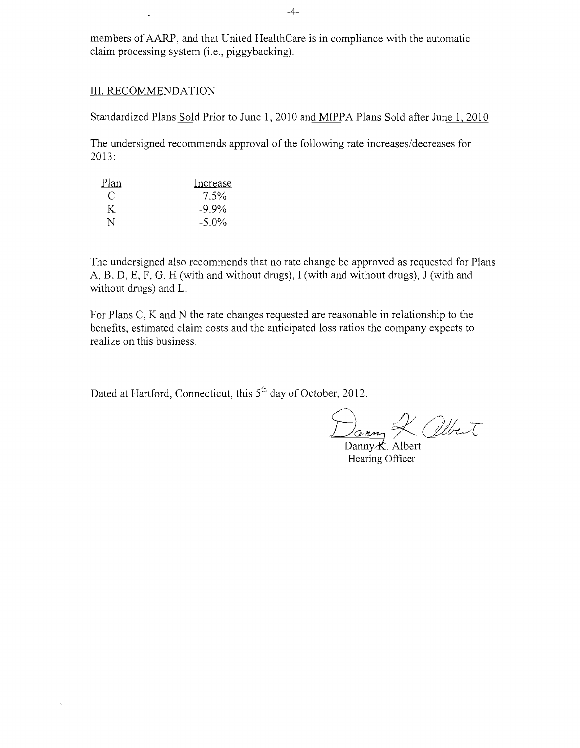members of AARP, and that United HealthCare is in compliance with the automatic claim processing system (i.e., piggybacking).

## III. RECOMMENDATION

Standardized Plans Sold Prior to June 1, 2010 and MIPPA Plans Sold after June 1, 2010

The undersigned recommends approval of the following rate increases/decreases for 2013:

| Plan | Increase |
|---|---|
| C | 7.5% |
| K | -9.9% |
| N | -5.0% |

The undersigned also recommends that no rate change be approved as requested for Plans A, B, D, E, F, G, H (with and without drugs), I (with and without drugs), J (with and without drugs) and L.

For Plans C, K and N the rate changes requested are reasonable in relationship to the benefits, estimated claim costs and the anticipated loss ratios the company expects to realize on this business.

Dated at Hartford, Connecticut, this 5th day of October, 2012.

Danny K. Albert
Hearing Officer